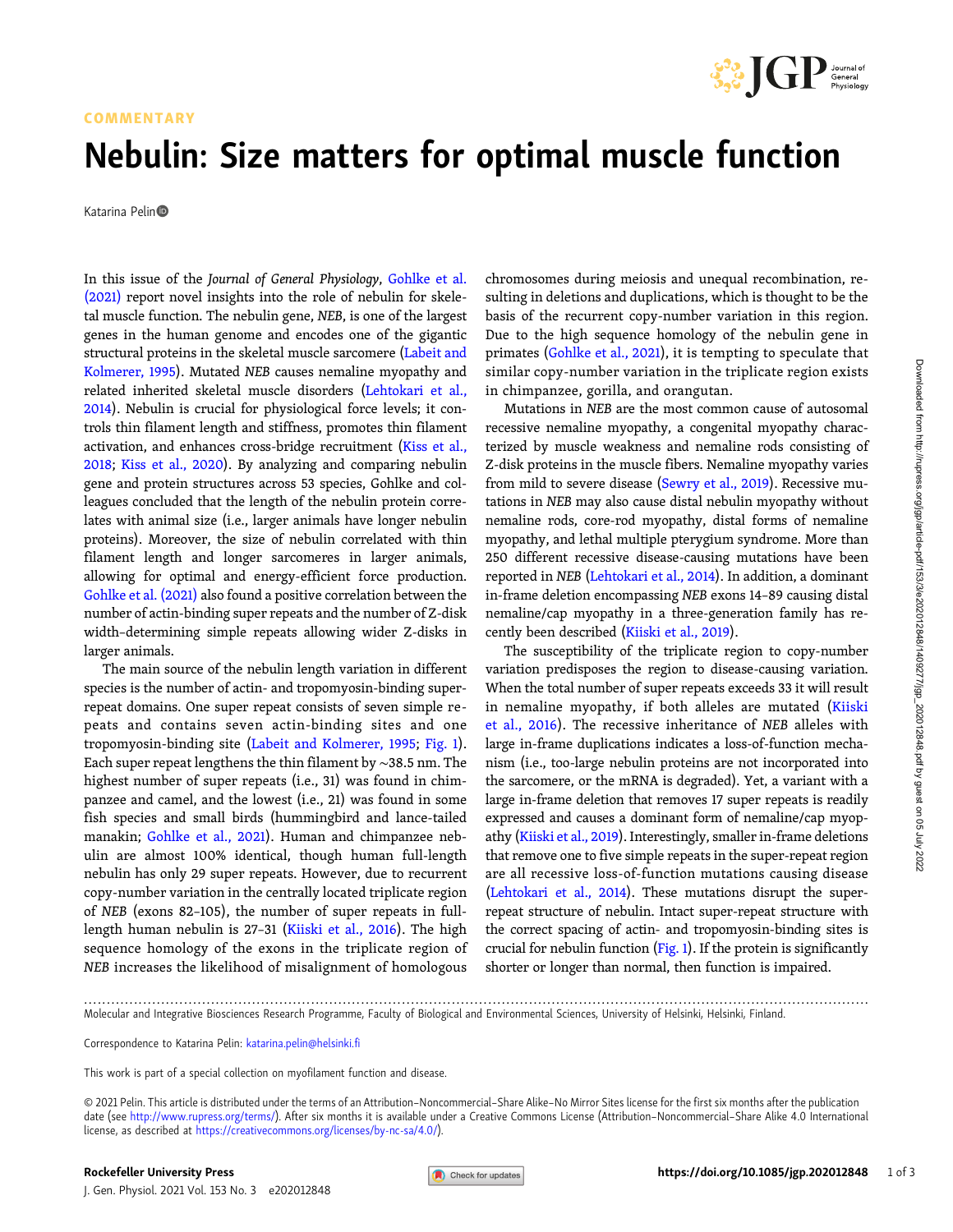COMMENTARY

# Nebulin: Size matters for optimal muscle function

Katarina Pelin

In this issue of the *Journal of General Physiology*, Gohlke et al. (2021) report novel insights into the role of nebulin for skeletal muscle function. The nebulin gene, *NEB*, is one of the largest genes in the human genome and encodes one of the gigantic structural proteins in the skeletal muscle sarcomere (Labeit and Kolmerer, 1995). Mutated *NEB* causes nemaline myopathy and related inherited skeletal muscle disorders (Lehtokari et al., 2014). Nebulin is crucial for physiological force levels; it controls thin filament length and stiffness, promotes thin filament activation, and enhances cross-bridge recruitment (Kiss et al., 2018; Kiss et al., 2020). By analyzing and comparing nebulin gene and protein structures across 53 species, Gohlke and colleagues concluded that the length of the nebulin protein correlates with animal size (i.e., larger animals have longer nebulin proteins). Moreover, the size of nebulin correlated with thin filament length and longer sarcomeres in larger animals, allowing for optimal and energy-efficient force production. Gohlke et al. (2021) also found a positive correlation between the number of actin-binding super repeats and the number of Z-disk width–determining simple repeats allowing wider Z-disks in larger animals.

The main source of the nebulin length variation in different species is the number of actin- and tropomyosin-binding super-repeat domains. One super repeat consists of seven simple repeats and contains seven actin-binding sites and one tropomyosin-binding site (Labeit and Kolmerer, 1995; Fig. 1). Each super repeat lengthens the thin filament by ~38.5 nm. The highest number of super repeats (i.e., 31) was found in chimpanzee and camel, and the lowest (i.e., 21) was found in some fish species and small birds (hummingbird and lance-tailed manakin; Gohlke et al., 2021). Human and chimpanzee nebulin are almost 100% identical, though human full-length nebulin has only 29 super repeats. However, due to recurrent copy-number variation in the centrally located triplicate region of *NEB* (exons 82–105), the number of super repeats in full-length human nebulin is 27–31 (Kiiski et al., 2016). The high sequence homology of the exons in the triplicate region of *NEB* increases the likelihood of misalignment of homologous chromosomes during meiosis and unequal recombination, resulting in deletions and duplications, which is thought to be the basis of the recurrent copy-number variation in this region. Due to the high sequence homology of the nebulin gene in primates (Gohlke et al., 2021), it is tempting to speculate that similar copy-number variation in the triplicate region exists in chimpanzee, gorilla, and orangutan.

Mutations in *NEB* are the most common cause of autosomal recessive nemaline myopathy, a congenital myopathy characterized by muscle weakness and nemaline rods consisting of Z-disk proteins in the muscle fibers. Nemaline myopathy varies from mild to severe disease (Sewry et al., 2019). Recessive mutations in *NEB* may also cause distal nebulin myopathy without nemaline rods, core-rod myopathy, distal forms of nemaline myopathy, and lethal multiple pterygium syndrome. More than 250 different recessive disease-causing mutations have been reported in *NEB* (Lehtokari et al., 2014). In addition, a dominant in-frame deletion encompassing *NEB* exons 14–89 causing distal nemaline/cap myopathy in a three-generation family has recently been described (Kiiski et al., 2019).

The susceptibility of the triplicate region to copy-number variation predisposes the region to disease-causing variation. When the total number of super repeats exceeds 33 it will result in nemaline myopathy, if both alleles are mutated (Kiiski et al., 2016). The recessive inheritance of *NEB* alleles with large in-frame duplications indicates a loss-of-function mechanism (i.e., too-large nebulin proteins are not incorporated into the sarcomere, or the mRNA is degraded). Yet, a variant with a large in-frame deletion that removes 17 super repeats is readily expressed and causes a dominant form of nemaline/cap myopathy (Kiiski et al., 2019). Interestingly, smaller in-frame deletions that remove one to five simple repeats in the super-repeat region are all recessive loss-of-function mutations causing disease (Lehtokari et al., 2014). These mutations disrupt the super-repeat structure of nebulin. Intact super-repeat structure with the correct spacing of actin- and tropomyosin-binding sites is crucial for nebulin function (Fig. 1). If the protein is significantly shorter or longer than normal, then function is impaired.

---

Molecular and Integrative Biosciences Research Programme, Faculty of Biological and Environmental Sciences, University of Helsinki, Helsinki, Finland.

Correspondence to Katarina Pelin: katarina.pelin@helsinki.fi

This work is part of a special collection on myofilament function and disease.

© 2021 Pelin. This article is distributed under the terms of an Attribution–Noncommercial–Share Alike–No Mirror Sites license for the first six months after the publication date (see http://www.rupress.org/terms/). After six months it is available under a Creative Commons License (Attribution–Noncommercial–Share Alike 4.0 International license, as described at https://creativecommons.org/licenses/by-nc-sa/4.0/).

https://doi.org/10.1085/jgp.202012848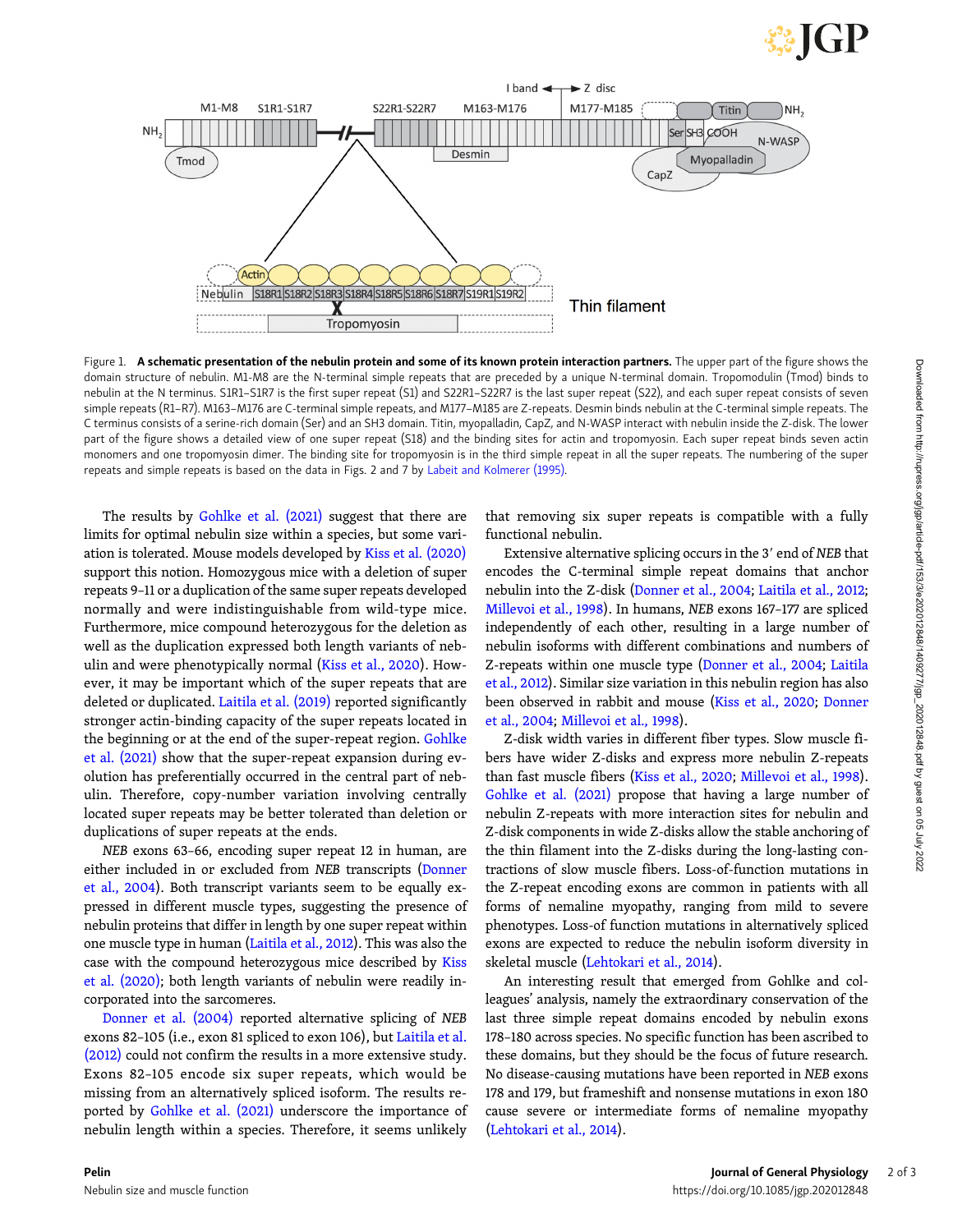Figure 1. **A schematic presentation of the nebulin protein and some of its known protein interaction partners.** The upper part of the figure shows the domain structure of nebulin. M1-M8 are the N-terminal simple repeats that are preceded by a unique N-terminal domain. Tropomodulin (Tmod) binds to nebulin at the N terminus. S1R1–S1R7 is the first super repeat (S1) and S22R1–S22R7 is the last super repeat (S22), and each super repeat consists of seven simple repeats (R1–R7). M163–M176 are C-terminal simple repeats, and M177–M185 are Z-repeats. Desmin binds nebulin at the C-terminal simple repeats. The C terminus consists of a serine-rich domain (Ser) and an SH3 domain. Titin, myopalladin, CapZ, and N-WASP interact with nebulin inside the Z-disk. The lower part of the figure shows a detailed view of one super repeat (S18) and the binding sites for actin and tropomyosin. Each super repeat binds seven actin monomers and one tropomyosin dimer. The binding site for tropomyosin is in the third simple repeat in all the super repeats. The numbering of the super repeats and simple repeats is based on the data in Figs. 2 and 7 by Labeit and Kolmerer (1995).

The results by Gohlke et al. (2021) suggest that there are limits for optimal nebulin size within a species, but some variation is tolerated. Mouse models developed by Kiss et al. (2020) support this notion. Homozygous mice with a deletion of super repeats 9–11 or a duplication of the same super repeats developed normally and were indistinguishable from wild-type mice. Furthermore, mice compound heterozygous for the deletion as well as the duplication expressed both length variants of nebulin and were phenotypically normal (Kiss et al., 2020). However, it may be important which of the super repeats that are deleted or duplicated. Laitila et al. (2019) reported significantly stronger actin-binding capacity of the super repeats located in the beginning or at the end of the super-repeat region. Gohlke et al. (2021) show that the super-repeat expansion during evolution has preferentially occurred in the central part of nebulin. Therefore, copy-number variation involving centrally located super repeats may be better tolerated than deletion or duplications of super repeats at the ends.

*NEB* exons 63–66, encoding super repeat 12 in human, are either included in or excluded from *NEB* transcripts (Donner et al., 2004). Both transcript variants seem to be equally expressed in different muscle types, suggesting the presence of nebulin proteins that differ in length by one super repeat within one muscle type in human (Laitila et al., 2012). This was also the case with the compound heterozygous mice described by Kiss et al. (2020); both length variants of nebulin were readily incorporated into the sarcomeres.

Donner et al. (2004) reported alternative splicing of *NEB* exons 82–105 (i.e., exon 81 spliced to exon 106), but Laitila et al. (2012) could not confirm the results in a more extensive study. Exons 82–105 encode six super repeats, which would be missing from an alternatively spliced isoform. The results reported by Gohlke et al. (2021) underscore the importance of nebulin length within a species. Therefore, it seems unlikely that removing six super repeats is compatible with a fully functional nebulin.

Extensive alternative splicing occurs in the 3′ end of *NEB* that encodes the C-terminal simple repeat domains that anchor nebulin into the Z-disk (Donner et al., 2004; Laitila et al., 2012; Millevoi et al., 1998). In humans, *NEB* exons 167–177 are spliced independently of each other, resulting in a large number of nebulin isoforms with different combinations and numbers of Z-repeats within one muscle type (Donner et al., 2004; Laitila et al., 2012). Similar size variation in this nebulin region has also been observed in rabbit and mouse (Kiss et al., 2020; Donner et al., 2004; Millevoi et al., 1998).

Z-disk width varies in different fiber types. Slow muscle fibers have wider Z-disks and express more nebulin Z-repeats than fast muscle fibers (Kiss et al., 2020; Millevoi et al., 1998). Gohlke et al. (2021) propose that having a large number of nebulin Z-repeats with more interaction sites for nebulin and Z-disk components in wide Z-disks allow the stable anchoring of the thin filament into the Z-disks during the long-lasting contractions of slow muscle fibers. Loss-of-function mutations in the Z-repeat encoding exons are common in patients with all forms of nemaline myopathy, ranging from mild to severe phenotypes. Loss-of-function mutations in alternatively spliced exons are expected to reduce the nebulin isoform diversity in skeletal muscle (Lehtokari et al., 2014).

An interesting result that emerged from Gohlke and colleagues' analysis, namely the extraordinary conservation of the last three simple repeat domains encoded by nebulin exons 178–180 across species. No specific function has been ascribed to these domains, but they should be the focus of future research. No disease-causing mutations have been reported in *NEB* exons 178 and 179, but frameshift and nonsense mutations in exon 180 cause severe or intermediate forms of nemaline myopathy (Lehtokari et al., 2014).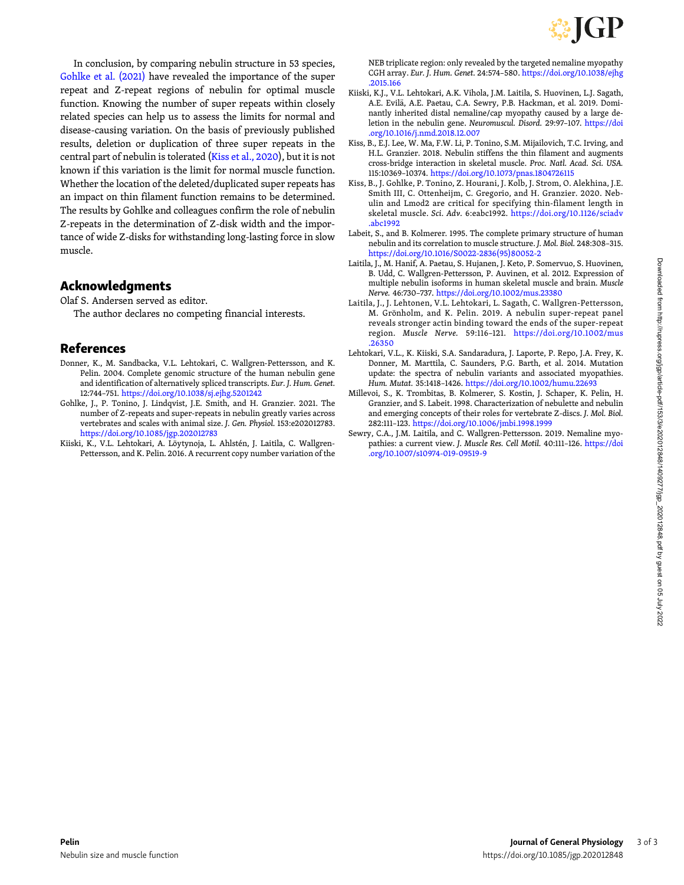In conclusion, by comparing nebulin structure in 53 species, Gohlke et al. (2021) have revealed the importance of the super repeat and Z-repeat regions of nebulin for optimal muscle function. Knowing the number of super repeats within closely related species can help us to assess the limits for normal and disease-causing variation. On the basis of previously published results, deletion or duplication of three super repeats in the central part of nebulin is tolerated (Kiss et al., 2020), but it is not known if this variation is the limit for normal muscle function. Whether the location of the deleted/duplicated super repeats has an impact on thin filament function remains to be determined. The results by Gohlke and colleagues confirm the role of nebulin Z-repeats in the determination of Z-disk width and the importance of wide Z-disks for withstanding long-lasting force in slow muscle.

## Acknowledgments

Olaf S. Andersen served as editor.

The author declares no competing financial interests.

## References

Donner, K., M. Sandbacka, V.L. Lehtokari, C. Wallgren-Pettersson, and K. Pelin. 2004. Complete genomic structure of the human nebulin gene and identification of alternatively spliced transcripts. *Eur. J. Hum. Genet.* 12:744–751. https://doi.org/10.1038/sj.ejhg.5201242

Gohlke, J., P. Tonino, J. Lindqvist, J.E. Smith, and H. Granzier. 2021. The number of Z-repeats and super-repeats in nebulin greatly varies across vertebrates and scales with animal size. *J. Gen. Physiol.* 153:e202012783. https://doi.org/10.1085/jgp.202012783

Kiiski, K., V.L. Lehtokari, A. Löytynoja, L. Ahlstén, J. Laitila, C. Wallgren-Pettersson, and K. Pelin. 2016. A recurrent copy number variation of the NEB triplicate region: only revealed by the targeted nemaline myopathy CGH array. *Eur. J. Hum. Genet.* 24:574–580. https://doi.org/10.1038/ejhg.2015.166

Kiiski, K.J., V.L. Lehtokari, A.K. Vihola, J.M. Laitila, S. Huovinen, L.J. Sagath, A.E. Evilä, A.E. Paetau, C.A. Sewry, P.B. Hackman, et al. 2019. Dominantly inherited distal nemaline/cap myopathy caused by a large deletion in the nebulin gene. *Neuromuscul. Disord.* 29:97–107. https://doi.org/10.1016/j.nmd.2018.12.007

Kiss, B., E.J. Lee, W. Ma, F.W. Li, P. Tonino, S.M. Mijailovich, T.C. Irving, and H.L. Granzier. 2018. Nebulin stiffens the thin filament and augments cross-bridge interaction in skeletal muscle. *Proc. Natl. Acad. Sci. USA.* 115:10369–10374. https://doi.org/10.1073/pnas.1804726115

Kiss, B., J. Gohlke, P. Tonino, Z. Hourani, J. Kolb, J. Strom, O. Alekhina, J.E. Smith III, C. Ottenheijm, C. Gregorio, and H. Granzier. 2020. Nebulin and Lmod2 are critical for specifying thin-filament length in skeletal muscle. *Sci. Adv.* 6:eabc1992. https://doi.org/10.1126/sciadv.abc1992

Labeit, S., and B. Kolmerer. 1995. The complete primary structure of human nebulin and its correlation to muscle structure. *J. Mol. Biol.* 248:308–315. https://doi.org/10.1016/S0022-2836(95)80052-2

Laitila, J., M. Hanif, A. Paetau, S. Hujanen, J. Keto, P. Somervuo, S. Huovinen, B. Udd, C. Wallgren-Pettersson, P. Auvinen, et al. 2012. Expression of multiple nebulin isoforms in human skeletal muscle and brain. *Muscle Nerve.* 46:730–737. https://doi.org/10.1002/mus.23380

Laitila, J., J. Lehtonen, V.L. Lehtokari, L. Sagath, C. Wallgren-Pettersson, M. Grönholm, and K. Pelin. 2019. A nebulin super-repeat panel reveals stronger actin binding toward the ends of the super-repeat region. *Muscle Nerve.* 59:116–121. https://doi.org/10.1002/mus.26350

Lehtokari, V.L., K. Kiiski, S.A. Sandaradura, J. Laporte, P. Repo, J.A. Frey, K. Donner, M. Marttila, C. Saunders, P.G. Barth, et al. 2014. Mutation update: the spectra of nebulin variants and associated myopathies. *Hum. Mutat.* 35:1418–1426. https://doi.org/10.1002/humu.22693

Millevoi, S., K. Trombitas, B. Kolmerer, S. Kostin, J. Schaper, K. Pelin, H. Granzier, and S. Labeit. 1998. Characterization of nebulette and nebulin and emerging concepts of their roles for vertebrate Z-discs. *J. Mol. Biol.* 282:111–123. https://doi.org/10.1006/jmbi.1998.1999

Sewry, C.A., J.M. Laitila, and C. Wallgren-Pettersson. 2019. Nemaline myopathies: a current view. *J. Muscle Res. Cell Motil.* 40:111–126. https://doi.org/10.1007/s10974-019-09519-9